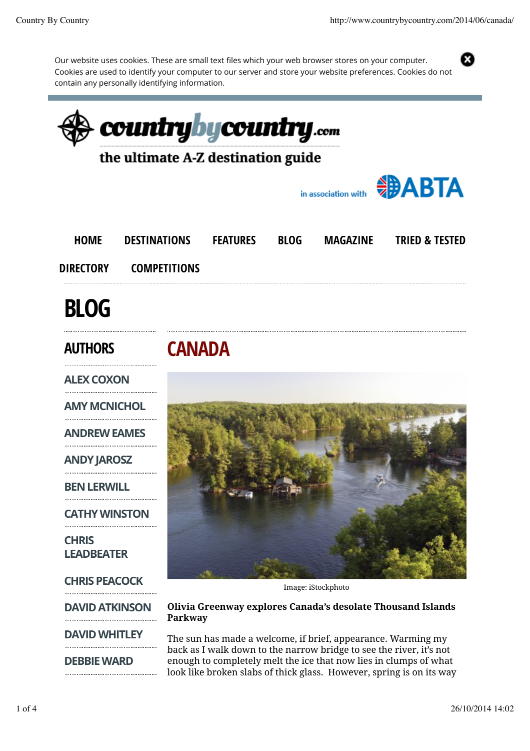Our website uses cookies. These are small text files which your web browser stores on your computer. Cookies are used to identify your computer to our server and store your website preferences. Cookies do not contain any personally identifying information.

countrybycountry.com

the ultimate A-Z destination guide

in association with ABTA

HOME DESTINATIONS FEATURES BLOG MAGAZINE TRIED & TESTED DIRECTORY COMPETITIONS

# BLOG

## AUTHORS

- ALEX COXON
- AMY MCNICHOL
- ANDREW EAMES
- ANDY JAROSZ
- BEN LERWILL
- CATHY WINSTON
- CHRIS LEADBEATER
- CHRIS PEACOCK
- DAVID ATKINSON
- DAVID WHITLEY
- DEBBIE WARD

## CANADA

Image: iStockphoto

**Olivia Greenway explores Canada's desolate Thousand Islands Parkway**

The sun has made a welcome, if brief, appearance. Warming my back as I walk down to the narrow bridge to see the river, it's not enough to completely melt the ice that now lies in clumps of what look like broken slabs of thick glass. However, spring is on its way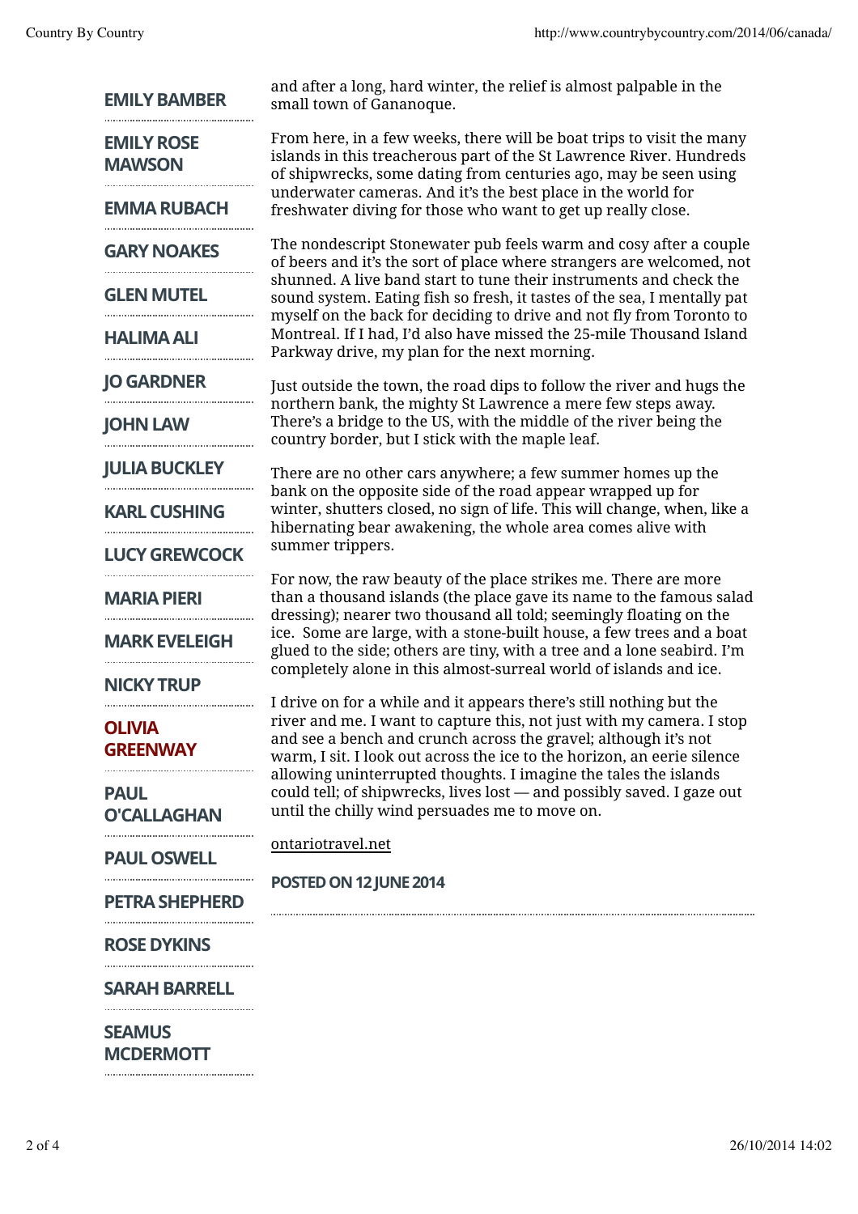- EMILY BAMBER
- EMILY ROSE MAWSON
- EMMA RUBACH
- GARY NOAKES
- GLEN MUTEL
- HALIMA ALI
- JO GARDNER
- JOHN LAW
- JULIA BUCKLEY
- KARL CUSHING
- LUCY GREWCOCK
- MARIA PIERI
- MARK EVELEIGH
- NICKY TRUP
- OLIVIA GREENWAY
- PAUL O'CALLAGHAN
- PAUL OSWELL
- PETRA SHEPHERD
- ROSE DYKINS
- SARAH BARRELL
- SEAMUS MCDERMOTT

and after a long, hard winter, the relief is almost palpable in the small town of Gananoque.

From here, in a few weeks, there will be boat trips to visit the many islands in this treacherous part of the St Lawrence River. Hundreds of shipwrecks, some dating from centuries ago, may be seen using underwater cameras. And it's the best place in the world for freshwater diving for those who want to get up really close.

The nondescript Stonewater pub feels warm and cosy after a couple of beers and it's the sort of place where strangers are welcomed, not shunned. A live band start to tune their instruments and check the sound system. Eating fish so fresh, it tastes of the sea, I mentally pat myself on the back for deciding to drive and not fly from Toronto to Montreal. If I had, I'd also have missed the 25-mile Thousand Island Parkway drive, my plan for the next morning.

Just outside the town, the road dips to follow the river and hugs the northern bank, the mighty St Lawrence a mere few steps away. There's a bridge to the US, with the middle of the river being the country border, but I stick with the maple leaf.

There are no other cars anywhere; a few summer homes up the bank on the opposite side of the road appear wrapped up for winter, shutters closed, no sign of life. This will change, when, like a hibernating bear awakening, the whole area comes alive with summer trippers.

For now, the raw beauty of the place strikes me. There are more than a thousand islands (the place gave its name to the famous salad dressing); nearer two thousand all told; seemingly floating on the ice. Some are large, with a stone-built house, a few trees and a boat glued to the side; others are tiny, with a tree and a lone seabird. I'm completely alone in this almost-surreal world of islands and ice.

I drive on for a while and it appears there's still nothing but the river and me. I want to capture this, not just with my camera. I stop and see a bench and crunch across the gravel; although it's not warm, I sit. I look out across the ice to the horizon, an eerie silence allowing uninterrupted thoughts. I imagine the tales the islands could tell; of shipwrecks, lives lost — and possibly saved. I gaze out until the chilly wind persuades me to move on.

ontariotravel.net

**POSTED ON 12 JUNE 2014**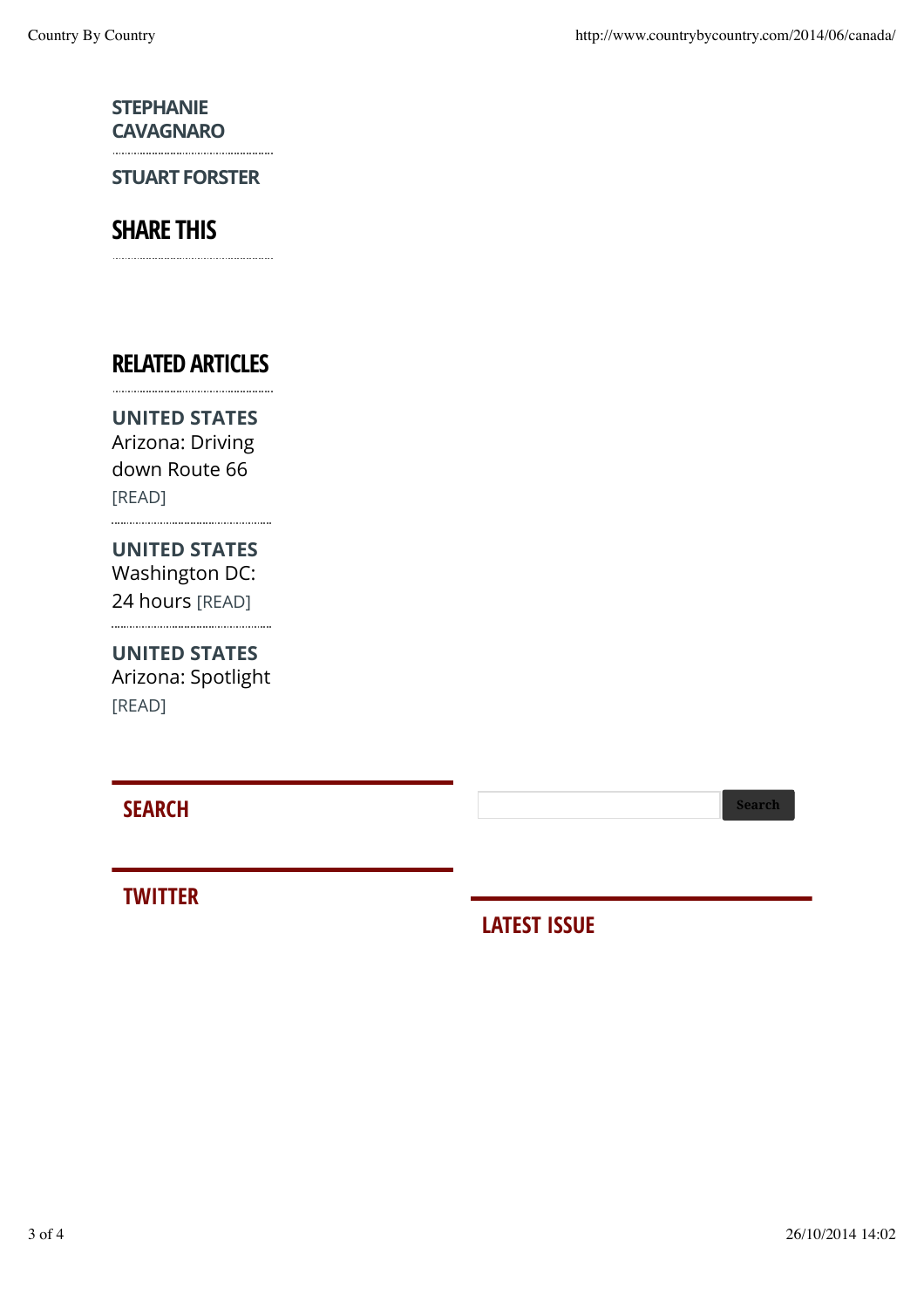**STEPHANIE CAVAGNARO**

**STUART FORSTER**

## SHARE THIS

## RELATED ARTICLES

**UNITED STATES**
Arizona: Driving down Route 66 [READ]

**UNITED STATES**
Washington DC: 24 hours [READ]

**UNITED STATES**
Arizona: Spotlight [READ]

## SEARCH

Search

## TWITTER

## LATEST ISSUE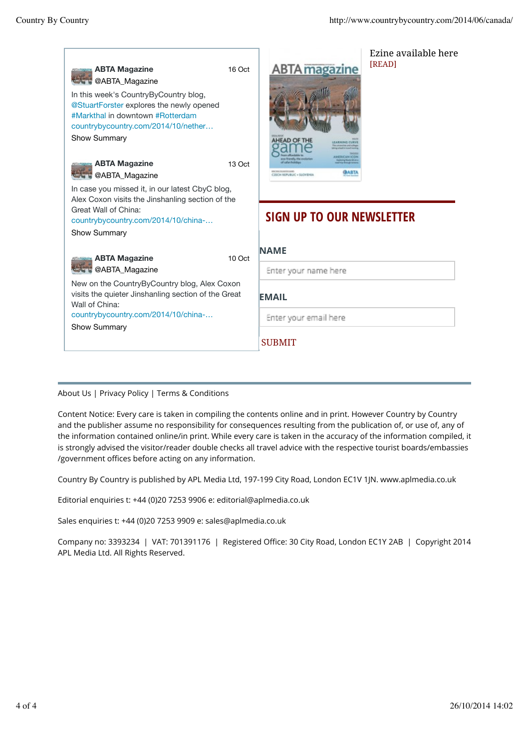**ABTA Magazine** @ABTA_Magazine 16 Oct

In this week's CountryByCountry blog, @StuartForster explores the newly opened #Markthal in downtown #Rotterdam countrybycountry.com/2014/10/nether…

Show Summary

**ABTA Magazine** @ABTA_Magazine 13 Oct

In case you missed it, in our latest CbyC blog, Alex Coxon visits the Jinshanling section of the Great Wall of China: countrybycountry.com/2014/10/china-…

Show Summary

**ABTA Magazine** @ABTA_Magazine 10 Oct

New on the CountryByCountry blog, Alex Coxon visits the quieter Jinshanling section of the Great Wall of China: countrybycountry.com/2014/10/china-…

Show Summary

Ezine available here
[READ]

## SIGN UP TO OUR NEWSLETTER

**NAME**

Enter your name here

**EMAIL**

Enter your email here

SUBMIT

About Us | Privacy Policy | Terms & Conditions

Content Notice: Every care is taken in compiling the contents online and in print. However Country by Country and the publisher assume no responsibility for consequences resulting from the publication of, or use of, any of the information contained online/in print. While every care is taken in the accuracy of the information compiled, it is strongly advised the visitor/reader double checks all travel advice with the respective tourist boards/embassies /government offices before acting on any information.

Country By Country is published by APL Media Ltd, 197-199 City Road, London EC1V 1JN. www.aplmedia.co.uk

Editorial enquiries t: +44 (0)20 7253 9906 e: editorial@aplmedia.co.uk

Sales enquiries t: +44 (0)20 7253 9909 e: sales@aplmedia.co.uk

Company no: 3393234 | VAT: 701391176 | Registered Office: 30 City Road, London EC1Y 2AB | Copyright 2014 APL Media Ltd. All Rights Reserved.